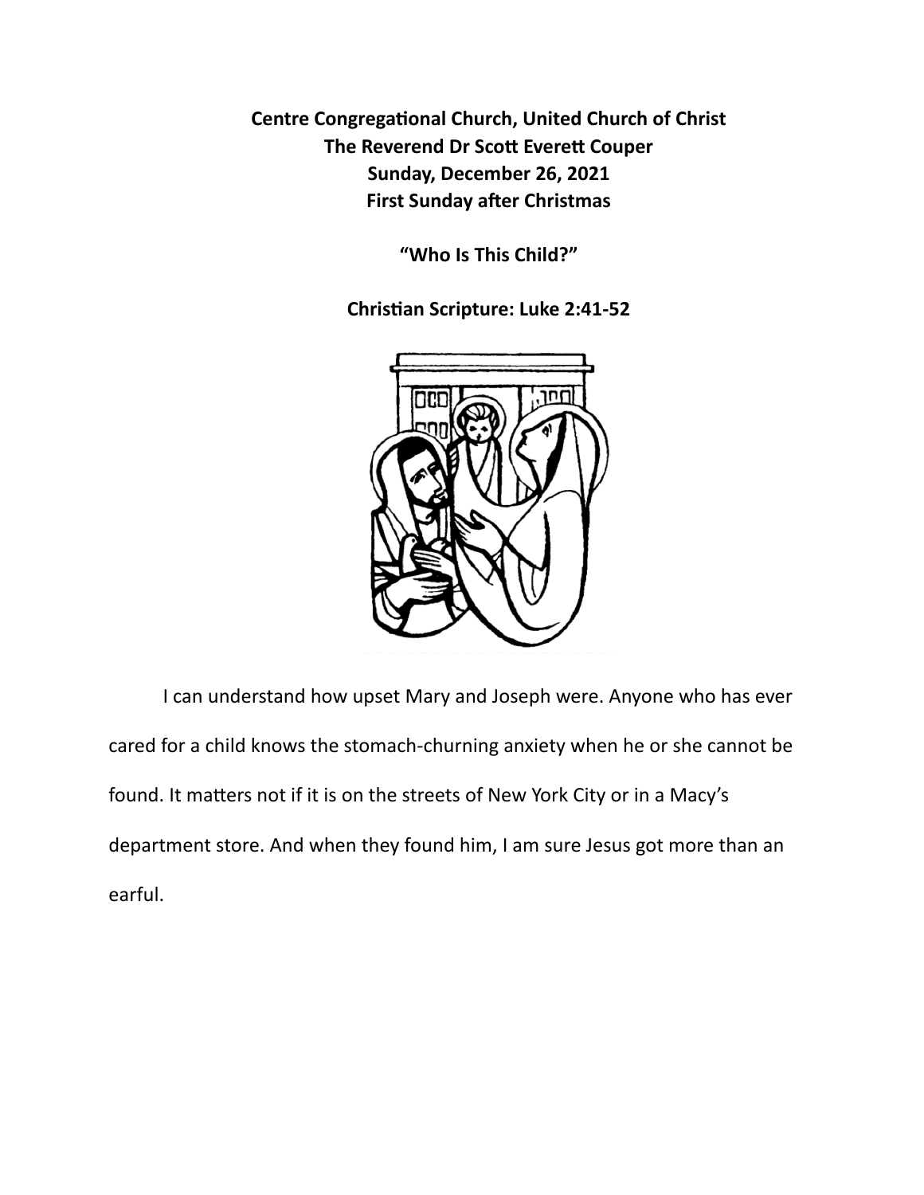**Centre Congregational Church, United Church of Christ**
**The Reverend Dr Scott Everett Couper**
**Sunday, December 26, 2021**
**First Sunday after Christmas**

# "Who Is This Child?"

**Christian Scripture: Luke 2:41-52**

I can understand how upset Mary and Joseph were. Anyone who has ever cared for a child knows the stomach-churning anxiety when he or she cannot be found. It matters not if it is on the streets of New York City or in a Macy's department store. And when they found him, I am sure Jesus got more than an earful.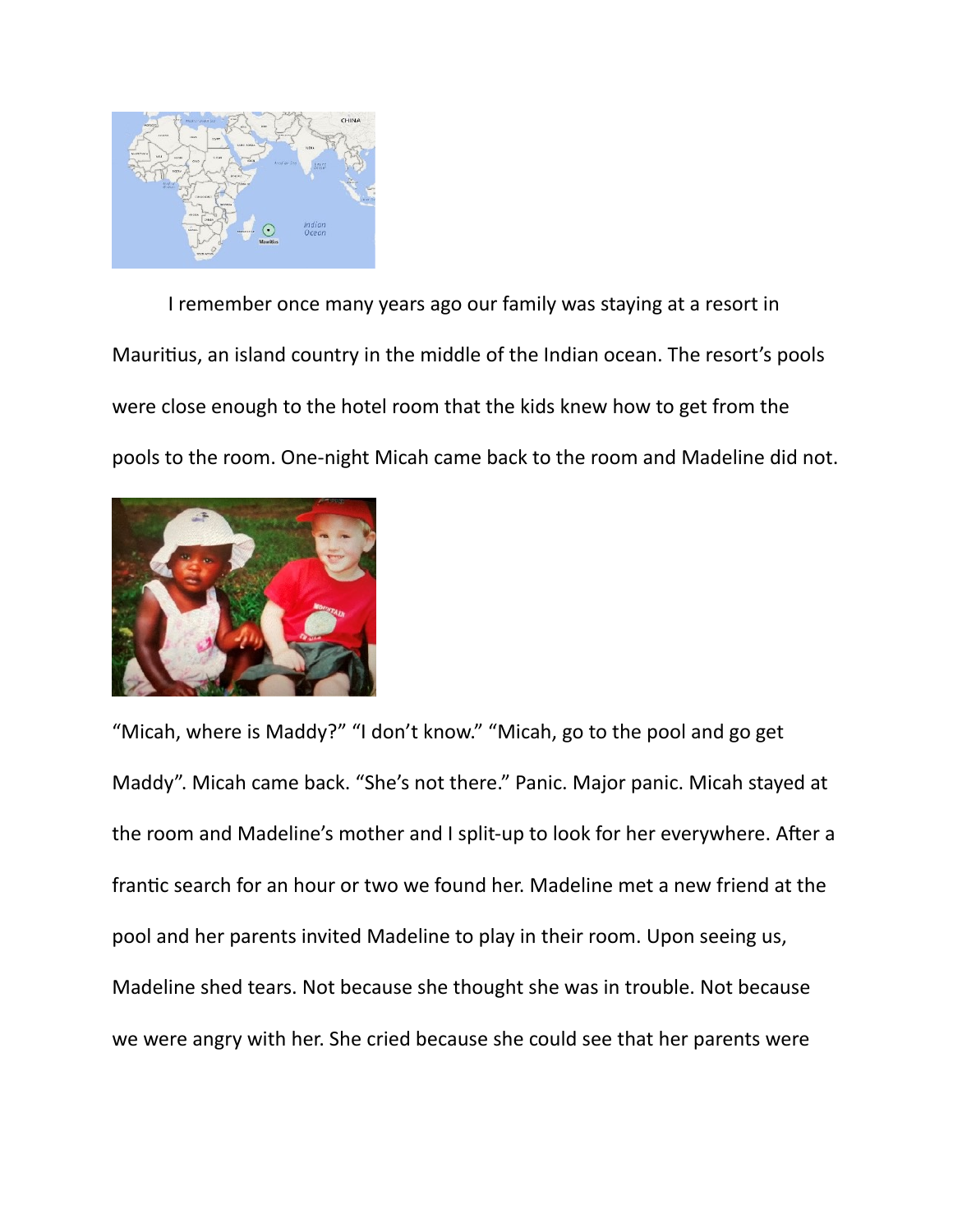I remember once many years ago our family was staying at a resort in Mauritius, an island country in the middle of the Indian ocean. The resort's pools were close enough to the hotel room that the kids knew how to get from the pools to the room. One-night Micah came back to the room and Madeline did not.

"Micah, where is Maddy?" "I don't know." "Micah, go to the pool and go get Maddy". Micah came back. "She's not there." Panic. Major panic. Micah stayed at the room and Madeline's mother and I split-up to look for her everywhere. After a frantic search for an hour or two we found her. Madeline met a new friend at the pool and her parents invited Madeline to play in their room. Upon seeing us, Madeline shed tears. Not because she thought she was in trouble. Not because we were angry with her. She cried because she could see that her parents were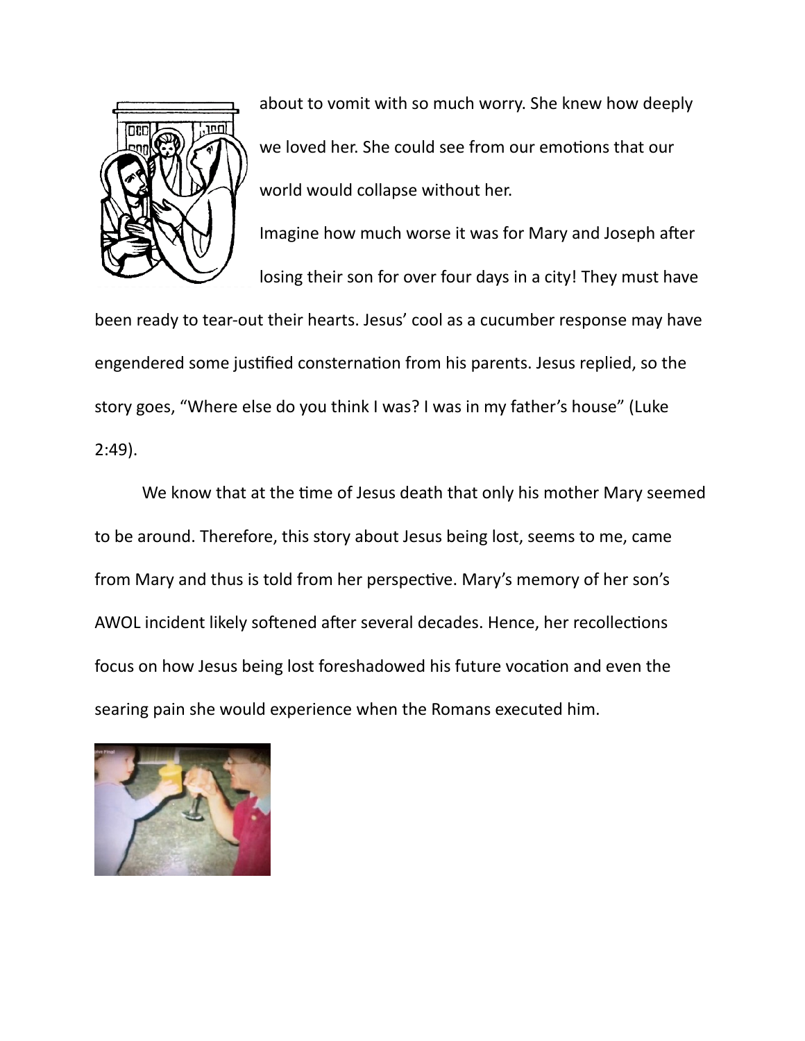about to vomit with so much worry. She knew how deeply we loved her. She could see from our emotions that our world would collapse without her.

Imagine how much worse it was for Mary and Joseph after losing their son for over four days in a city! They must have been ready to tear-out their hearts. Jesus' cool as a cucumber response may have engendered some justified consternation from his parents. Jesus replied, so the story goes, "Where else do you think I was? I was in my father's house" (Luke 2:49).

We know that at the time of Jesus death that only his mother Mary seemed to be around. Therefore, this story about Jesus being lost, seems to me, came from Mary and thus is told from her perspective. Mary's memory of her son's AWOL incident likely softened after several decades. Hence, her recollections focus on how Jesus being lost foreshadowed his future vocation and even the searing pain she would experience when the Romans executed him.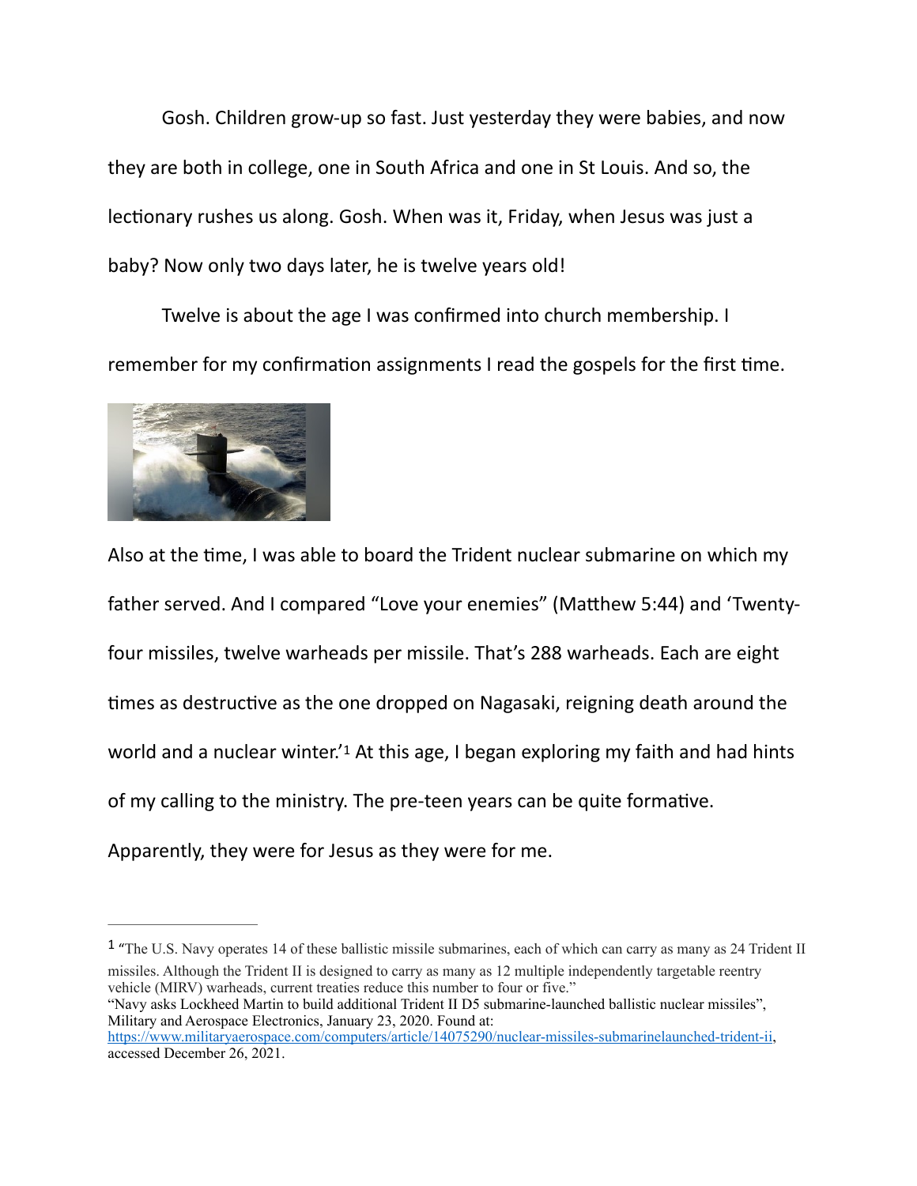Gosh. Children grow-up so fast. Just yesterday they were babies, and now they are both in college, one in South Africa and one in St Louis. And so, the lectionary rushes us along. Gosh. When was it, Friday, when Jesus was just a baby? Now only two days later, he is twelve years old!

Twelve is about the age I was confirmed into church membership. I remember for my confirmation assignments I read the gospels for the first time.

Also at the time, I was able to board the Trident nuclear submarine on which my father served. And I compared "Love your enemies" (Matthew 5:44) and 'Twenty-four missiles, twelve warheads per missile. That's 288 warheads. Each are eight times as destructive as the one dropped on Nagasaki, reigning death around the world and a nuclear winter.'[1] At this age, I began exploring my faith and had hints of my calling to the ministry. The pre-teen years can be quite formative. Apparently, they were for Jesus as they were for me.

---

[1] "The U.S. Navy operates 14 of these ballistic missile submarines, each of which can carry as many as 24 Trident II missiles. Although the Trident II is designed to carry as many as 12 multiple independently targetable reentry vehicle (MIRV) warheads, current treaties reduce this number to four or five."
"Navy asks Lockheed Martin to build additional Trident II D5 submarine-launched ballistic nuclear missiles", Military and Aerospace Electronics, January 23, 2020. Found at: https://www.militaryaerospace.com/computers/article/14075290/nuclear-missiles-submarinelaunched-trident-ii, accessed December 26, 2021.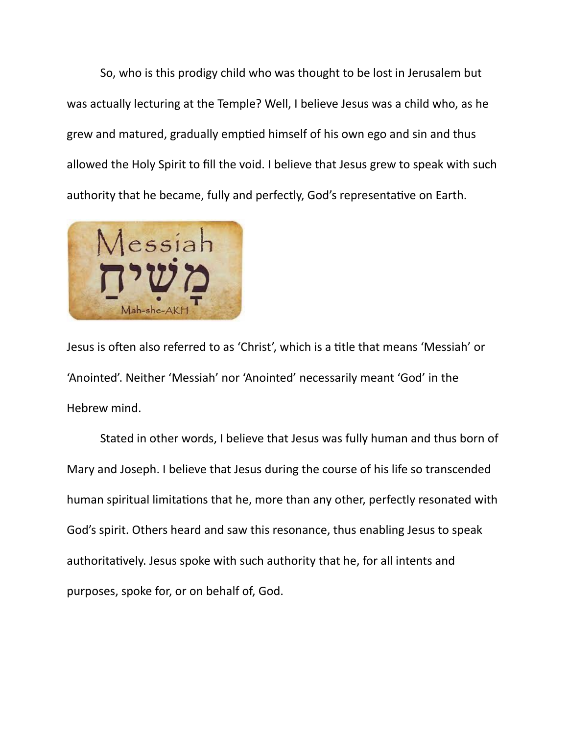So, who is this prodigy child who was thought to be lost in Jerusalem but was actually lecturing at the Temple? Well, I believe Jesus was a child who, as he grew and matured, gradually emptied himself of his own ego and sin and thus allowed the Holy Spirit to fill the void. I believe that Jesus grew to speak with such authority that he became, fully and perfectly, God's representative on Earth.

Messiah
מָשִׁיחַ
Mah-she-AKH

Jesus is often also referred to as 'Christ', which is a title that means 'Messiah' or 'Anointed'. Neither 'Messiah' nor 'Anointed' necessarily meant 'God' in the Hebrew mind.

Stated in other words, I believe that Jesus was fully human and thus born of Mary and Joseph. I believe that Jesus during the course of his life so transcended human spiritual limitations that he, more than any other, perfectly resonated with God's spirit. Others heard and saw this resonance, thus enabling Jesus to speak authoritatively. Jesus spoke with such authority that he, for all intents and purposes, spoke for, or on behalf of, God.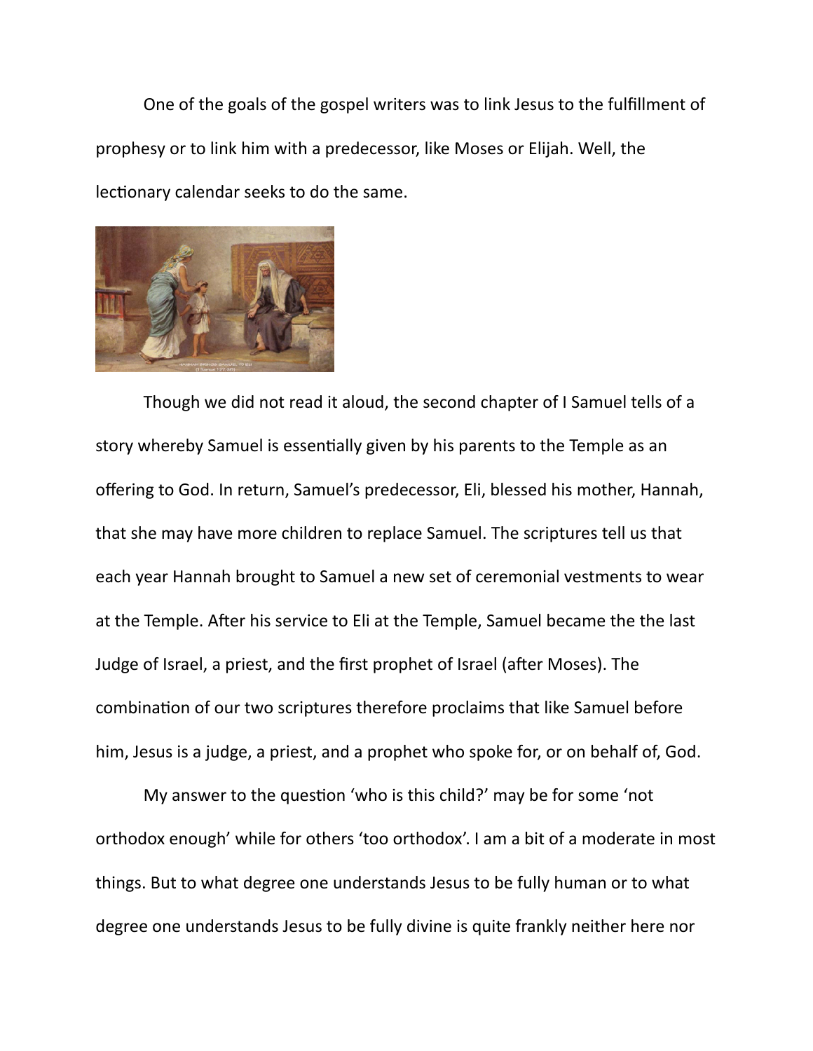One of the goals of the gospel writers was to link Jesus to the fulfillment of prophesy or to link him with a predecessor, like Moses or Elijah. Well, the lectionary calendar seeks to do the same.

Though we did not read it aloud, the second chapter of I Samuel tells of a story whereby Samuel is essentially given by his parents to the Temple as an offering to God. In return, Samuel's predecessor, Eli, blessed his mother, Hannah, that she may have more children to replace Samuel. The scriptures tell us that each year Hannah brought to Samuel a new set of ceremonial vestments to wear at the Temple. After his service to Eli at the Temple, Samuel became the the last Judge of Israel, a priest, and the first prophet of Israel (after Moses). The combination of our two scriptures therefore proclaims that like Samuel before him, Jesus is a judge, a priest, and a prophet who spoke for, or on behalf of, God.

My answer to the question 'who is this child?' may be for some 'not orthodox enough' while for others 'too orthodox'. I am a bit of a moderate in most things. But to what degree one understands Jesus to be fully human or to what degree one understands Jesus to be fully divine is quite frankly neither here nor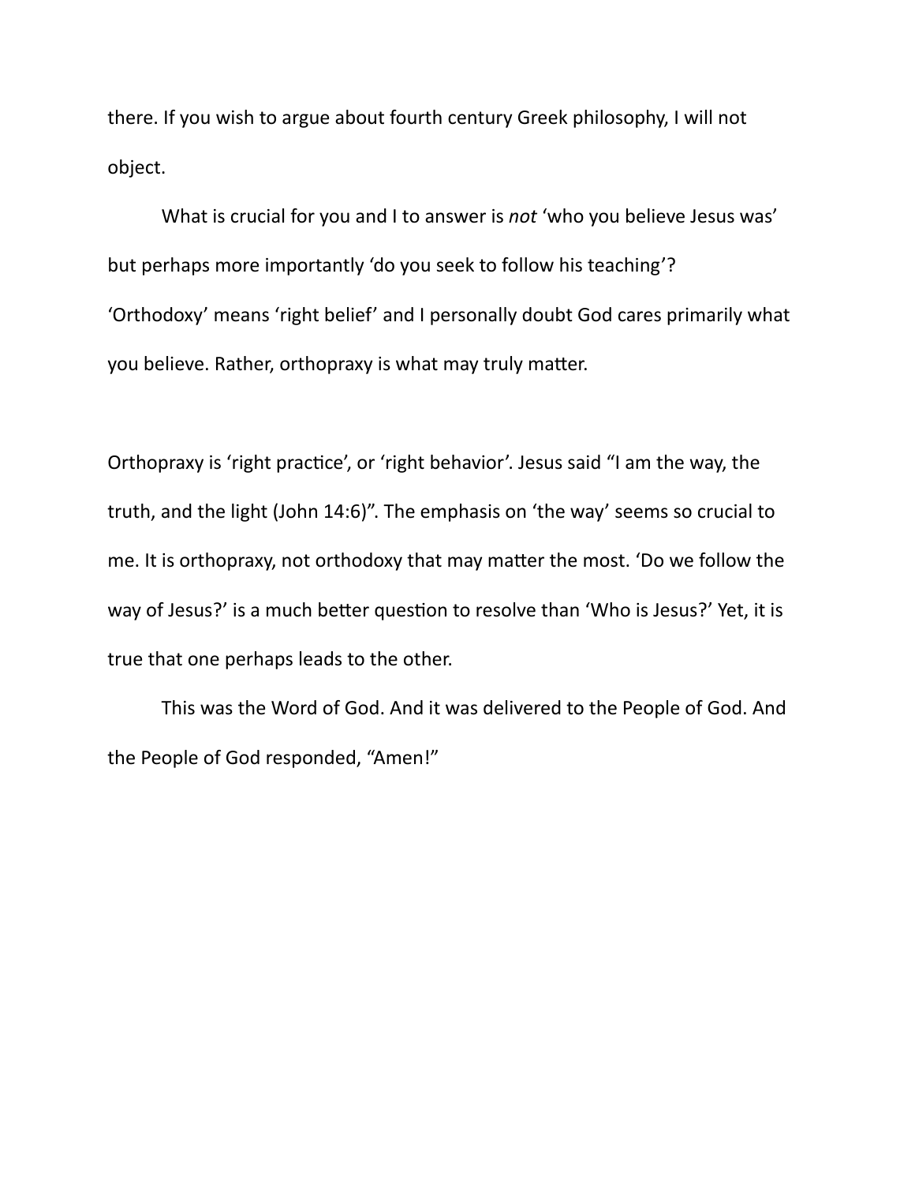there. If you wish to argue about fourth century Greek philosophy, I will not object.

What is crucial for you and I to answer is *not* 'who you believe Jesus was' but perhaps more importantly 'do you seek to follow his teaching'? 'Orthodoxy' means 'right belief' and I personally doubt God cares primarily what you believe. Rather, orthopraxy is what may truly matter.

Orthopraxy is 'right practice', or 'right behavior'. Jesus said "I am the way, the truth, and the light (John 14:6)". The emphasis on 'the way' seems so crucial to me. It is orthopraxy, not orthodoxy that may matter the most. 'Do we follow the way of Jesus?' is a much better question to resolve than 'Who is Jesus?' Yet, it is true that one perhaps leads to the other.

This was the Word of God. And it was delivered to the People of God. And the People of God responded, "Amen!"